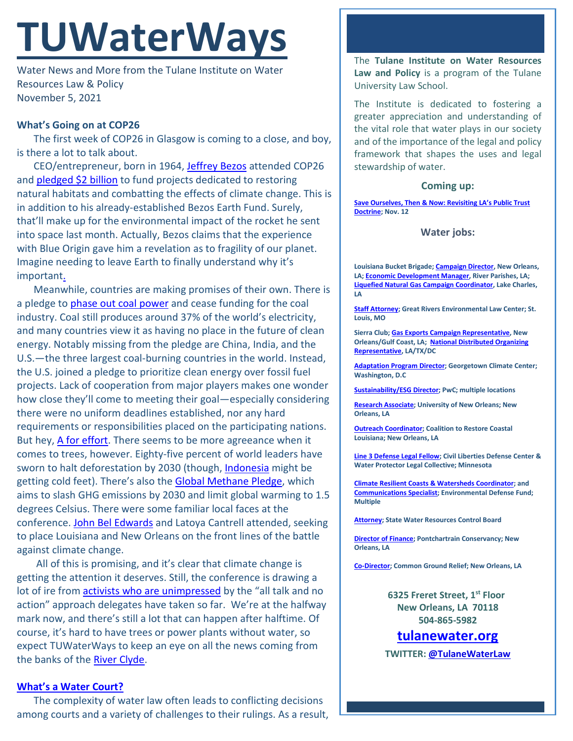# TUWaterWays

Water News and More from the Tulane Institute on Water Resources Law & Policy
November 5, 2021

## What's Going on at COP26

The first week of COP26 in Glasgow is coming to a close, and boy, is there a lot to talk about.

CEO/entrepreneur, born in 1964, Jeffrey Bezos attended COP26 and pledged $2 billion to fund projects dedicated to restoring natural habitats and combatting the effects of climate change. This is in addition to his already-established Bezos Earth Fund. Surely, that'll make up for the environmental impact of the rocket he sent into space last month. Actually, Bezos claims that the experience with Blue Origin gave him a revelation as to fragility of our planet. Imagine needing to leave Earth to finally understand why it's important.

Meanwhile, countries are making promises of their own. There is a pledge to phase out coal power and cease funding for the coal industry. Coal still produces around 37% of the world's electricity, and many countries view it as having no place in the future of clean energy. Notably missing from the pledge are China, India, and the U.S.—the three largest coal-burning countries in the world. Instead, the U.S. joined a pledge to prioritize clean energy over fossil fuel projects. Lack of cooperation from major players makes one wonder how close they'll come to meeting their goal—especially considering there were no uniform deadlines established, nor any hard requirements or responsibilities placed on the participating nations. But hey, A for effort. There seems to be more agreeance when it comes to trees, however. Eighty-five percent of world leaders have sworn to halt deforestation by 2030 (though, Indonesia might be getting cold feet). There's also the Global Methane Pledge, which aims to slash GHG emissions by 2030 and limit global warming to 1.5 degrees Celsius. There were some familiar local faces at the conference. John Bel Edwards and Latoya Cantrell attended, seeking to place Louisiana and New Orleans on the front lines of the battle against climate change.

All of this is promising, and it's clear that climate change is getting the attention it deserves. Still, the conference is drawing a lot of ire from activists who are unimpressed by the "all talk and no action" approach delegates have taken so far. We're at the halfway mark now, and there's still a lot that can happen after halftime. Of course, it's hard to have trees or power plants without water, so expect TUWaterWays to keep an eye on all the news coming from the banks of the River Clyde.

## What's a Water Court?

The complexity of water law often leads to conflicting decisions among courts and a variety of challenges to their rulings. As a result,

---

The **Tulane Institute on Water Resources Law and Policy** is a program of the Tulane University Law School.

The Institute is dedicated to fostering a greater appreciation and understanding of the vital role that water plays in our society and of the importance of the legal and policy framework that shapes the uses and legal stewardship of water.

### Coming up:

**Save Ourselves, Then & Now: Revisiting LA's Public Trust Doctrine; Nov. 12**

### Water jobs:

**Louisiana Bucket Brigade; Campaign Director, New Orleans, LA; Economic Development Manager, River Parishes, LA; Liquefied Natural Gas Campaign Coordinator, Lake Charles, LA**

**Staff Attorney; Great Rivers Environmental Law Center; St. Louis, MO**

**Sierra Club; Gas Exports Campaign Representative, New Orleans/Gulf Coast, LA; National Distributed Organizing Representative, LA/TX/DC**

**Adaptation Program Director; Georgetown Climate Center; Washington, D.C**

**Sustainability/ESG Director; PwC; multiple locations**

**Research Associate; University of New Orleans; New Orleans, LA**

**Outreach Coordinator; Coalition to Restore Coastal Louisiana; New Orleans, LA**

**Line 3 Defense Legal Fellow; Civil Liberties Defense Center & Water Protector Legal Collective; Minnesota**

**Climate Resilient Coasts & Watersheds Coordinator; and Communications Specialist; Environmental Defense Fund; Multiple**

**Attorney; State Water Resources Control Board**

**Director of Finance; Pontchartrain Conservancy; New Orleans, LA**

**Co-Director; Common Ground Relief; New Orleans, LA**

**6325 Freret Street, 1st Floor**
**New Orleans, LA 70118**
**504-865-5982**

**tulanewater.org**

**TWITTER: @TulaneWaterLaw**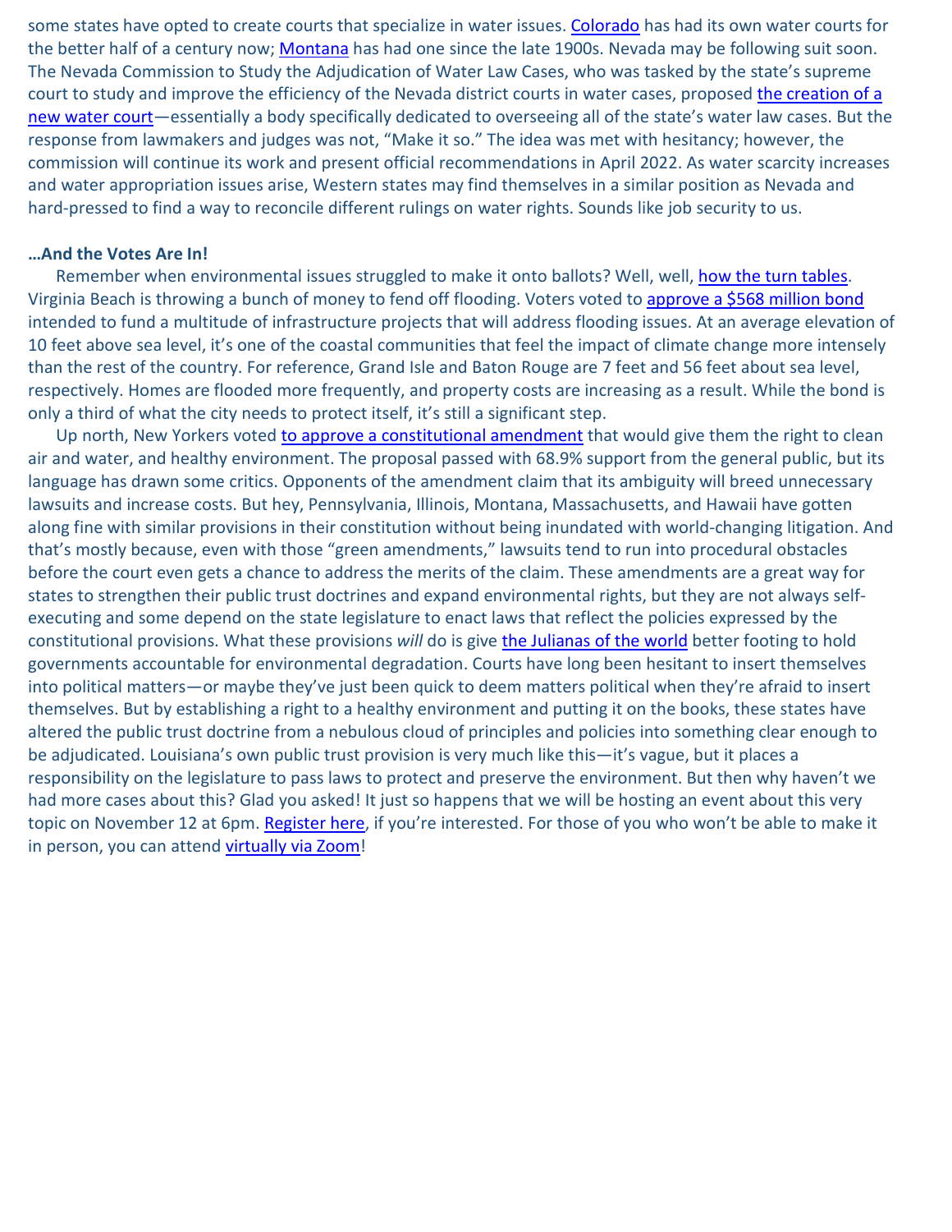some states have opted to create courts that specialize in water issues. Colorado has had its own water courts for the better half of a century now; Montana has had one since the late 1900s. Nevada may be following suit soon. The Nevada Commission to Study the Adjudication of Water Law Cases, who was tasked by the state's supreme court to study and improve the efficiency of the Nevada district courts in water cases, proposed the creation of a new water court—essentially a body specifically dedicated to overseeing all of the state's water law cases. But the response from lawmakers and judges was not, "Make it so." The idea was met with hesitancy; however, the commission will continue its work and present official recommendations in April 2022. As water scarcity increases and water appropriation issues arise, Western states may find themselves in a similar position as Nevada and hard-pressed to find a way to reconcile different rulings on water rights. Sounds like job security to us.

**…And the Votes Are In!**

Remember when environmental issues struggled to make it onto ballots? Well, well, how the turn tables. Virginia Beach is throwing a bunch of money to fend off flooding. Voters voted to approve a $568 million bond intended to fund a multitude of infrastructure projects that will address flooding issues. At an average elevation of 10 feet above sea level, it's one of the coastal communities that feel the impact of climate change more intensely than the rest of the country. For reference, Grand Isle and Baton Rouge are 7 feet and 56 feet about sea level, respectively. Homes are flooded more frequently, and property costs are increasing as a result. While the bond is only a third of what the city needs to protect itself, it's still a significant step.

Up north, New Yorkers voted to approve a constitutional amendment that would give them the right to clean air and water, and healthy environment. The proposal passed with 68.9% support from the general public, but its language has drawn some critics. Opponents of the amendment claim that its ambiguity will breed unnecessary lawsuits and increase costs. But hey, Pennsylvania, Illinois, Montana, Massachusetts, and Hawaii have gotten along fine with similar provisions in their constitution without being inundated with world-changing litigation. And that's mostly because, even with those "green amendments," lawsuits tend to run into procedural obstacles before the court even gets a chance to address the merits of the claim. These amendments are a great way for states to strengthen their public trust doctrines and expand environmental rights, but they are not always self-executing and some depend on the state legislature to enact laws that reflect the policies expressed by the constitutional provisions. What these provisions *will* do is give the Julianas of the world better footing to hold governments accountable for environmental degradation. Courts have long been hesitant to insert themselves into political matters—or maybe they've just been quick to deem matters political when they're afraid to insert themselves. But by establishing a right to a healthy environment and putting it on the books, these states have altered the public trust doctrine from a nebulous cloud of principles and policies into something clear enough to be adjudicated. Louisiana's own public trust provision is very much like this—it's vague, but it places a responsibility on the legislature to pass laws to protect and preserve the environment. But then why haven't we had more cases about this? Glad you asked! It just so happens that we will be hosting an event about this very topic on November 12 at 6pm. Register here, if you're interested. For those of you who won't be able to make it in person, you can attend virtually via Zoom!